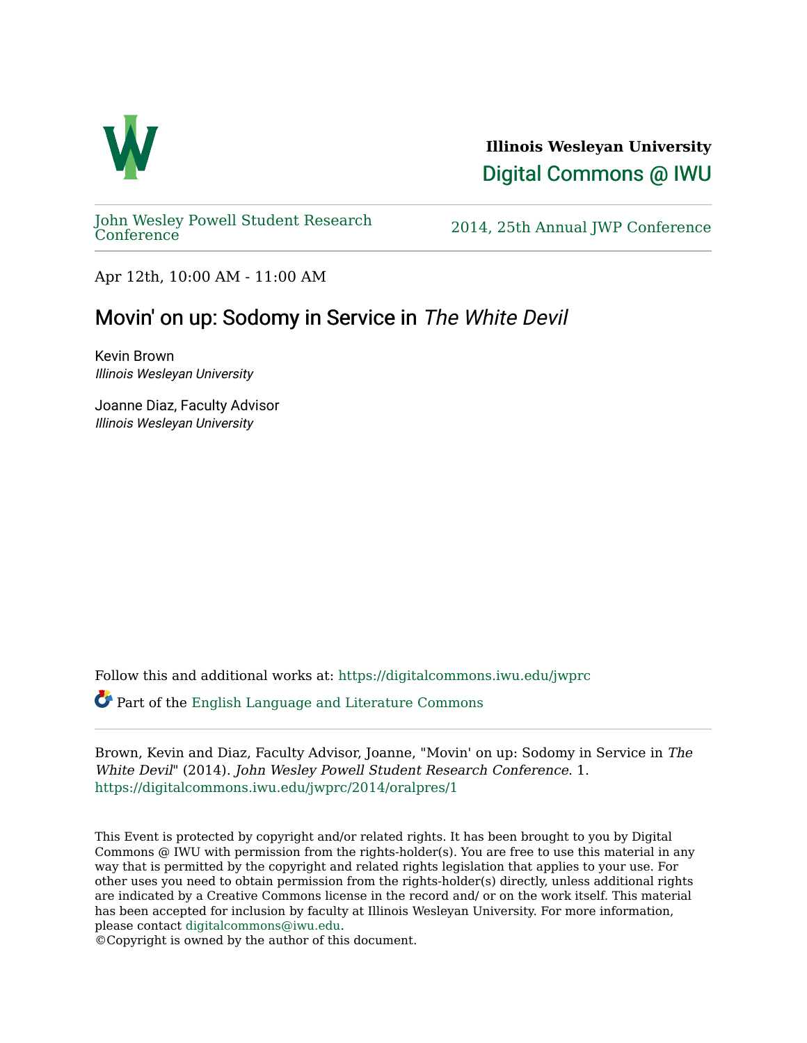**Illinois Wesleyan University**

Digital Commons @ IWU

John Wesley Powell Student Research Conference

2014, 25th Annual JWP Conference

Apr 12th, 10:00 AM - 11:00 AM

# Movin' on up: Sodomy in Service in *The White Devil*

Kevin Brown
*Illinois Wesleyan University*

Joanne Diaz, Faculty Advisor
*Illinois Wesleyan University*

Follow this and additional works at: https://digitalcommons.iwu.edu/jwprc

Part of the English Language and Literature Commons

Brown, Kevin and Diaz, Faculty Advisor, Joanne, "Movin' on up: Sodomy in Service in *The White Devil*" (2014). *John Wesley Powell Student Research Conference*. 1.
https://digitalcommons.iwu.edu/jwprc/2014/oralpres/1

This Event is protected by copyright and/or related rights. It has been brought to you by Digital Commons @ IWU with permission from the rights-holder(s). You are free to use this material in any way that is permitted by the copyright and related rights legislation that applies to your use. For other uses you need to obtain permission from the rights-holder(s) directly, unless additional rights are indicated by a Creative Commons license in the record and/ or on the work itself. This material has been accepted for inclusion by faculty at Illinois Wesleyan University. For more information, please contact digitalcommons@iwu.edu.
©Copyright is owned by the author of this document.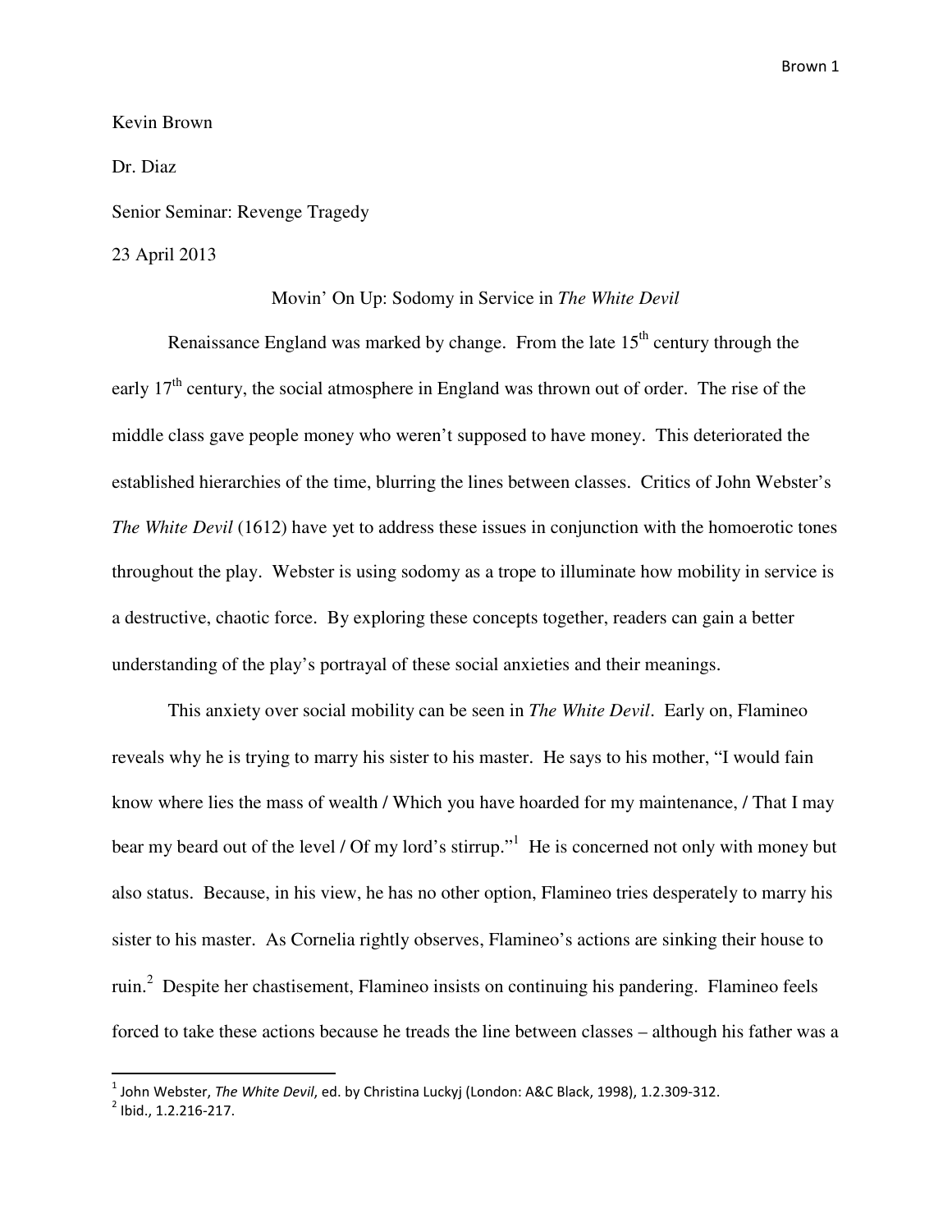Kevin Brown

Dr. Diaz

Senior Seminar: Revenge Tragedy

23 April 2013

Movin' On Up: Sodomy in Service in *The White Devil*

Renaissance England was marked by change. From the late 15th century through the early 17th century, the social atmosphere in England was thrown out of order. The rise of the middle class gave people money who weren't supposed to have money. This deteriorated the established hierarchies of the time, blurring the lines between classes. Critics of John Webster's *The White Devil* (1612) have yet to address these issues in conjunction with the homoerotic tones throughout the play. Webster is using sodomy as a trope to illuminate how mobility in service is a destructive, chaotic force. By exploring these concepts together, readers can gain a better understanding of the play's portrayal of these social anxieties and their meanings.

This anxiety over social mobility can be seen in *The White Devil*. Early on, Flamineo reveals why he is trying to marry his sister to his master. He says to his mother, "I would fain know where lies the mass of wealth / Which you have hoarded for my maintenance, / That I may bear my beard out of the level / Of my lord's stirrup."[1] He is concerned not only with money but also status. Because, in his view, he has no other option, Flamineo tries desperately to marry his sister to his master. As Cornelia rightly observes, Flamineo's actions are sinking their house to ruin.[2] Despite her chastisement, Flamineo insists on continuing his pandering. Flamineo feels forced to take these actions because he treads the line between classes – although his father was a

---

[1] John Webster, *The White Devil*, ed. by Christina Luckyj (London: A&C Black, 1998), 1.2.309-312.

[2] Ibid., 1.2.216-217.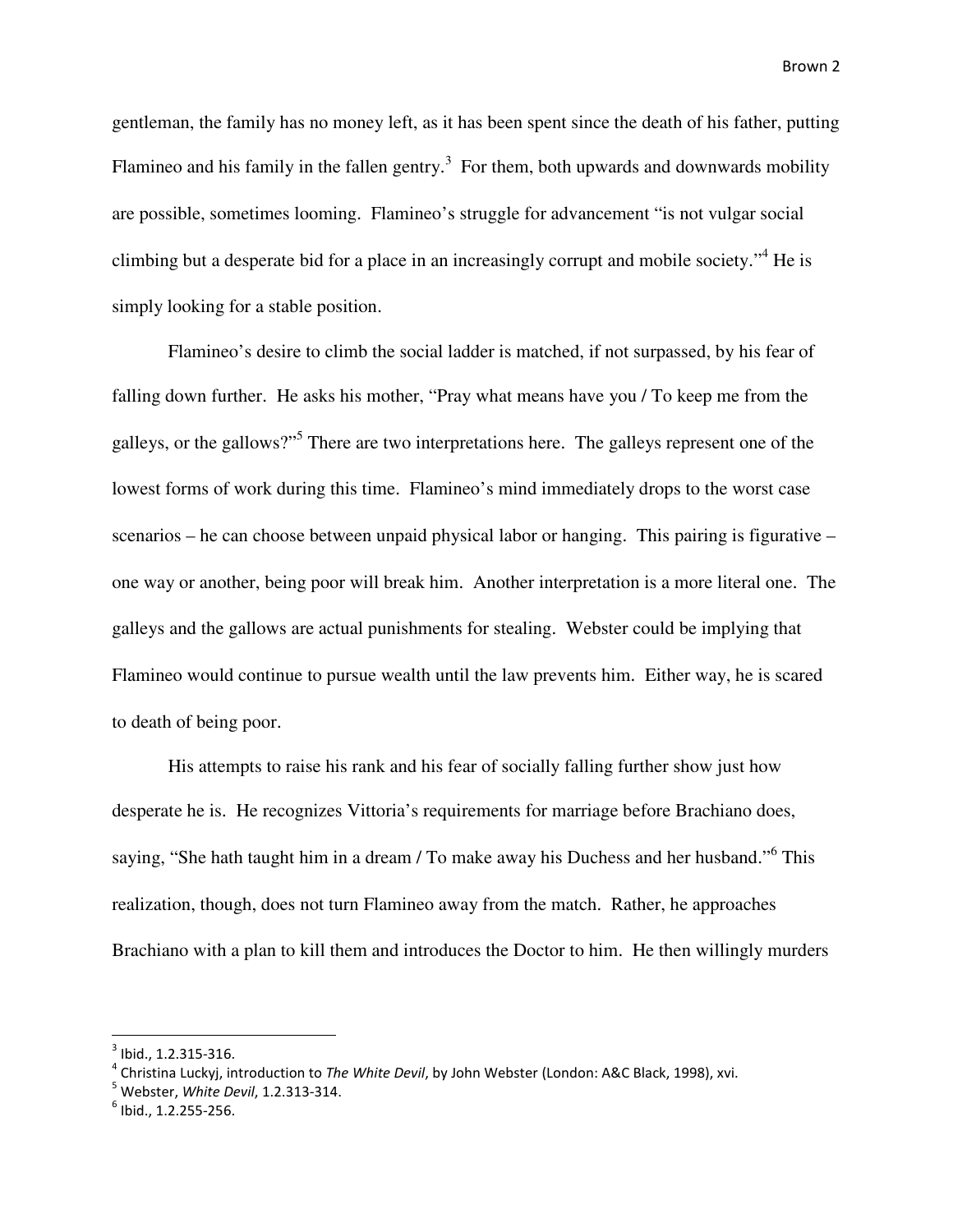gentleman, the family has no money left, as it has been spent since the death of his father, putting Flamineo and his family in the fallen gentry.[3] For them, both upwards and downwards mobility are possible, sometimes looming. Flamineo's struggle for advancement "is not vulgar social climbing but a desperate bid for a place in an increasingly corrupt and mobile society."[4] He is simply looking for a stable position.

Flamineo's desire to climb the social ladder is matched, if not surpassed, by his fear of falling down further. He asks his mother, "Pray what means have you / To keep me from the galleys, or the gallows?"[5] There are two interpretations here. The galleys represent one of the lowest forms of work during this time. Flamineo's mind immediately drops to the worst case scenarios – he can choose between unpaid physical labor or hanging. This pairing is figurative – one way or another, being poor will break him. Another interpretation is a more literal one. The galleys and the gallows are actual punishments for stealing. Webster could be implying that Flamineo would continue to pursue wealth until the law prevents him. Either way, he is scared to death of being poor.

His attempts to raise his rank and his fear of socially falling further show just how desperate he is. He recognizes Vittoria's requirements for marriage before Brachiano does, saying, "She hath taught him in a dream / To make away his Duchess and her husband."[6] This realization, though, does not turn Flamineo away from the match. Rather, he approaches Brachiano with a plan to kill them and introduces the Doctor to him. He then willingly murders

---

[3] Ibid., 1.2.315-316.

[4] Christina Luckyj, introduction to *The White Devil*, by John Webster (London: A&C Black, 1998), xvi.

[5] Webster, *White Devil*, 1.2.313-314.

[6] Ibid., 1.2.255-256.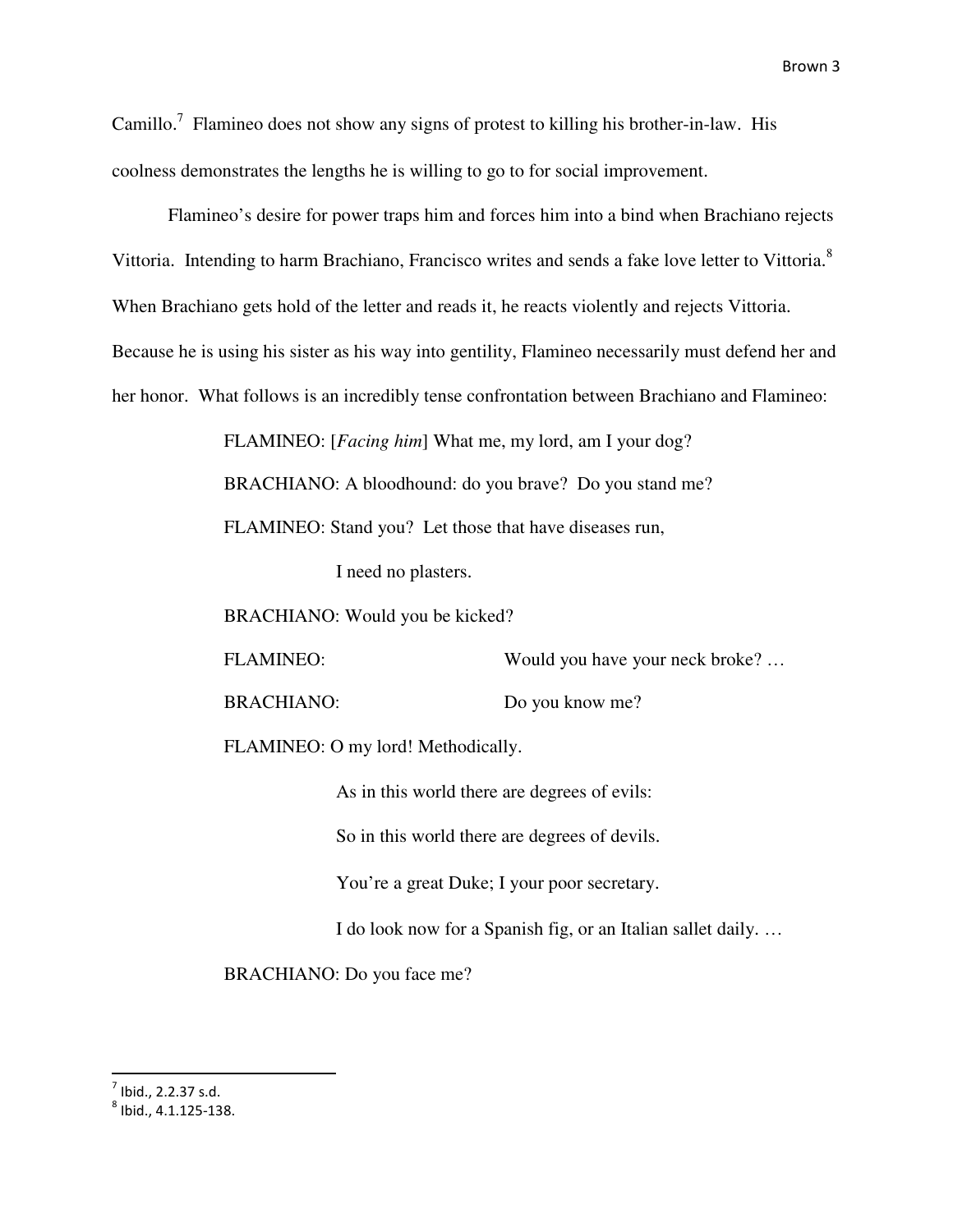Camillo.[7] Flamineo does not show any signs of protest to killing his brother-in-law. His coolness demonstrates the lengths he is willing to go to for social improvement.

Flamineo's desire for power traps him and forces him into a bind when Brachiano rejects Vittoria. Intending to harm Brachiano, Francisco writes and sends a fake love letter to Vittoria.[8] When Brachiano gets hold of the letter and reads it, he reacts violently and rejects Vittoria. Because he is using his sister as his way into gentility, Flamineo necessarily must defend her and her honor. What follows is an incredibly tense confrontation between Brachiano and Flamineo:

> FLAMINEO: [*Facing him*] What me, my lord, am I your dog?
>
> BRACHIANO: A bloodhound: do you brave? Do you stand me?
>
> FLAMINEO: Stand you? Let those that have diseases run,
>
> I need no plasters.
>
> BRACHIANO: Would you be kicked?
>
> FLAMINEO: Would you have your neck broke? …
>
> BRACHIANO: Do you know me?
>
> FLAMINEO: O my lord! Methodically.
>
> As in this world there are degrees of evils:
>
> So in this world there are degrees of devils.
>
> You're a great Duke; I your poor secretary.
>
> I do look now for a Spanish fig, or an Italian sallet daily. …
>
> BRACHIANO: Do you face me?

---

[7] Ibid., 2.2.37 s.d.

[8] Ibid., 4.1.125-138.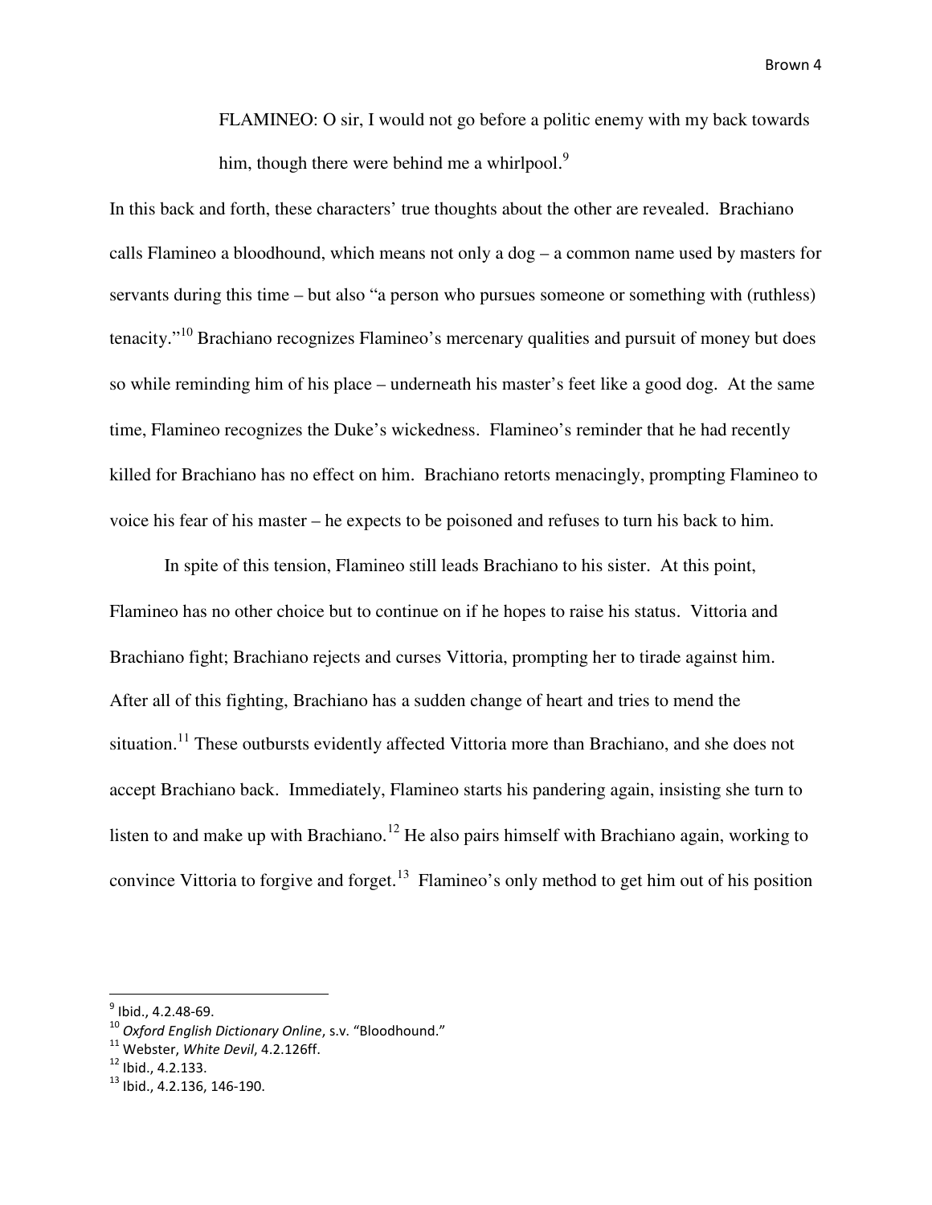> FLAMINEO: O sir, I would not go before a politic enemy with my back towards him, though there were behind me a whirlpool.[9]

In this back and forth, these characters' true thoughts about the other are revealed. Brachiano calls Flamineo a bloodhound, which means not only a dog – a common name used by masters for servants during this time – but also "a person who pursues someone or something with (ruthless) tenacity."[10] Brachiano recognizes Flamineo's mercenary qualities and pursuit of money but does so while reminding him of his place – underneath his master's feet like a good dog. At the same time, Flamineo recognizes the Duke's wickedness. Flamineo's reminder that he had recently killed for Brachiano has no effect on him. Brachiano retorts menacingly, prompting Flamineo to voice his fear of his master – he expects to be poisoned and refuses to turn his back to him.

In spite of this tension, Flamineo still leads Brachiano to his sister. At this point, Flamineo has no other choice but to continue on if he hopes to raise his status. Vittoria and Brachiano fight; Brachiano rejects and curses Vittoria, prompting her to tirade against him. After all of this fighting, Brachiano has a sudden change of heart and tries to mend the situation.[11] These outbursts evidently affected Vittoria more than Brachiano, and she does not accept Brachiano back. Immediately, Flamineo starts his pandering again, insisting she turn to listen to and make up with Brachiano.[12] He also pairs himself with Brachiano again, working to convince Vittoria to forgive and forget.[13] Flamineo's only method to get him out of his position

---

[9] Ibid., 4.2.48-69.

[10] *Oxford English Dictionary Online*, s.v. "Bloodhound."

[11] Webster, *White Devil*, 4.2.126ff.

[12] Ibid., 4.2.133.

[13] Ibid., 4.2.136, 146-190.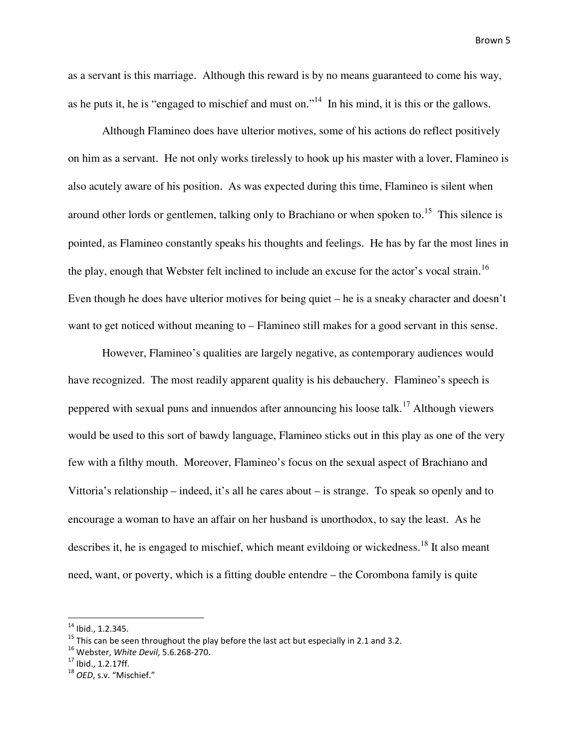as a servant is this marriage. Although this reward is by no means guaranteed to come his way, as he puts it, he is "engaged to mischief and must on."[14] In his mind, it is this or the gallows.

Although Flamineo does have ulterior motives, some of his actions do reflect positively on him as a servant. He not only works tirelessly to hook up his master with a lover, Flamineo is also acutely aware of his position. As was expected during this time, Flamineo is silent when around other lords or gentlemen, talking only to Brachiano or when spoken to.[15] This silence is pointed, as Flamineo constantly speaks his thoughts and feelings. He has by far the most lines in the play, enough that Webster felt inclined to include an excuse for the actor's vocal strain.[16] Even though he does have ulterior motives for being quiet – he is a sneaky character and doesn't want to get noticed without meaning to – Flamineo still makes for a good servant in this sense.

However, Flamineo's qualities are largely negative, as contemporary audiences would have recognized. The most readily apparent quality is his debauchery. Flamineo's speech is peppered with sexual puns and innuendos after announcing his loose talk.[17] Although viewers would be used to this sort of bawdy language, Flamineo sticks out in this play as one of the very few with a filthy mouth. Moreover, Flamineo's focus on the sexual aspect of Brachiano and Vittoria's relationship – indeed, it's all he cares about – is strange. To speak so openly and to encourage a woman to have an affair on her husband is unorthodox, to say the least. As he describes it, he is engaged to mischief, which meant evildoing or wickedness.[18] It also meant need, want, or poverty, which is a fitting double entendre – the Corombona family is quite

---

[14] Ibid., 1.2.345.

[15] This can be seen throughout the play before the last act but especially in 2.1 and 3.2.

[16] Webster, *White Devil*, 5.6.268-270.

[17] Ibid., 1.2.17ff.

[18] *OED*, s.v. "Mischief."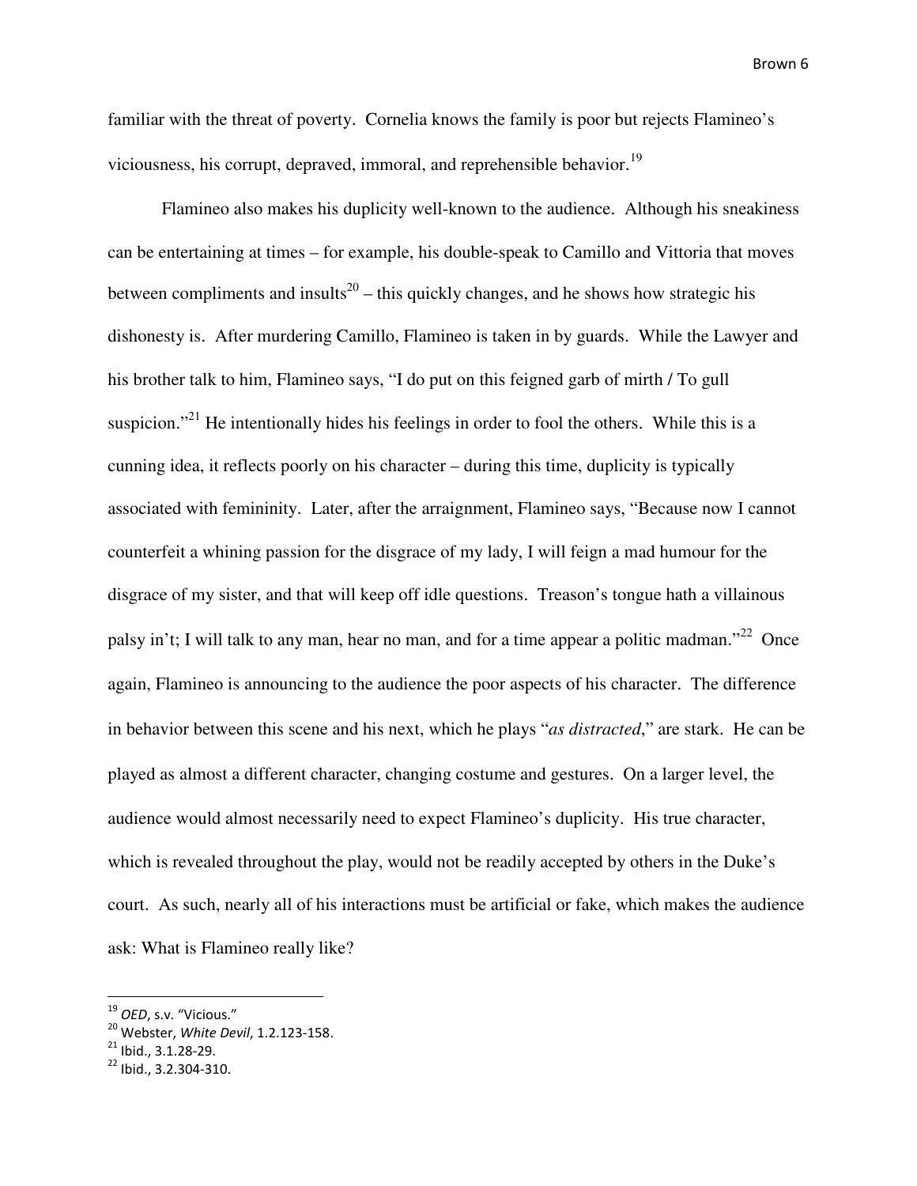familiar with the threat of poverty. Cornelia knows the family is poor but rejects Flamineo's viciousness, his corrupt, depraved, immoral, and reprehensible behavior.[19]

Flamineo also makes his duplicity well-known to the audience. Although his sneakiness can be entertaining at times – for example, his double-speak to Camillo and Vittoria that moves between compliments and insults[20] – this quickly changes, and he shows how strategic his dishonesty is. After murdering Camillo, Flamineo is taken in by guards. While the Lawyer and his brother talk to him, Flamineo says, "I do put on this feigned garb of mirth / To gull suspicion."[21] He intentionally hides his feelings in order to fool the others. While this is a cunning idea, it reflects poorly on his character – during this time, duplicity is typically associated with femininity. Later, after the arraignment, Flamineo says, "Because now I cannot counterfeit a whining passion for the disgrace of my lady, I will feign a mad humour for the disgrace of my sister, and that will keep off idle questions. Treason's tongue hath a villainous palsy in't; I will talk to any man, hear no man, and for a time appear a politic madman."[22] Once again, Flamineo is announcing to the audience the poor aspects of his character. The difference in behavior between this scene and his next, which he plays "*as distracted*," are stark. He can be played as almost a different character, changing costume and gestures. On a larger level, the audience would almost necessarily need to expect Flamineo's duplicity. His true character, which is revealed throughout the play, would not be readily accepted by others in the Duke's court. As such, nearly all of his interactions must be artificial or fake, which makes the audience ask: What is Flamineo really like?

---

[19] *OED*, s.v. "Vicious."

[20] Webster, *White Devil*, 1.2.123-158.

[21] Ibid., 3.1.28-29.

[22] Ibid., 3.2.304-310.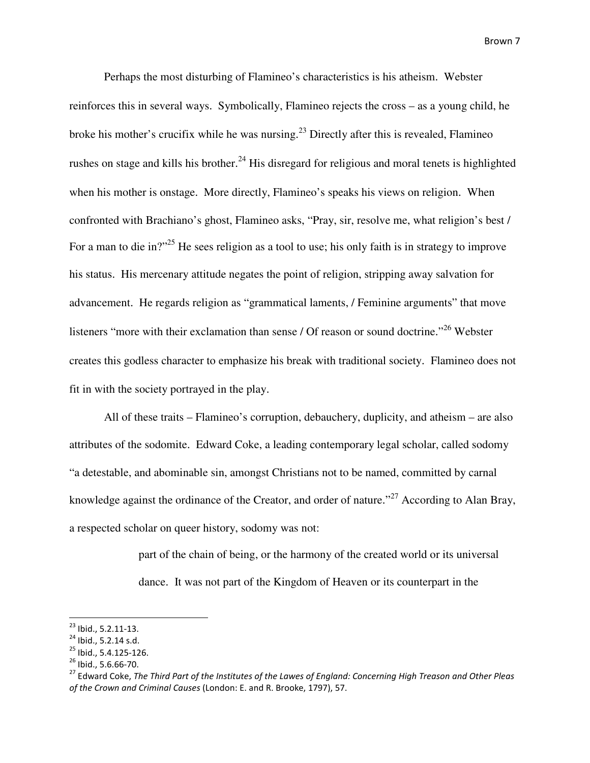Perhaps the most disturbing of Flamineo's characteristics is his atheism. Webster reinforces this in several ways. Symbolically, Flamineo rejects the cross – as a young child, he broke his mother's crucifix while he was nursing.[23] Directly after this is revealed, Flamineo rushes on stage and kills his brother.[24] His disregard for religious and moral tenets is highlighted when his mother is onstage. More directly, Flamineo's speaks his views on religion. When confronted with Brachiano's ghost, Flamineo asks, "Pray, sir, resolve me, what religion's best / For a man to die in?"[25] He sees religion as a tool to use; his only faith is in strategy to improve his status. His mercenary attitude negates the point of religion, stripping away salvation for advancement. He regards religion as "grammatical laments, / Feminine arguments" that move listeners "more with their exclamation than sense / Of reason or sound doctrine."[26] Webster creates this godless character to emphasize his break with traditional society. Flamineo does not fit in with the society portrayed in the play.

All of these traits – Flamineo's corruption, debauchery, duplicity, and atheism – are also attributes of the sodomite. Edward Coke, a leading contemporary legal scholar, called sodomy "a detestable, and abominable sin, amongst Christians not to be named, committed by carnal knowledge against the ordinance of the Creator, and order of nature."[27] According to Alan Bray, a respected scholar on queer history, sodomy was not:

> part of the chain of being, or the harmony of the created world or its universal dance. It was not part of the Kingdom of Heaven or its counterpart in the

---

[23] Ibid., 5.2.11-13.
[24] Ibid., 5.2.14 s.d.
[25] Ibid., 5.4.125-126.
[26] Ibid., 5.6.66-70.
[27] Edward Coke, *The Third Part of the Institutes of the Lawes of England: Concerning High Treason and Other Pleas of the Crown and Criminal Causes* (London: E. and R. Brooke, 1797), 57.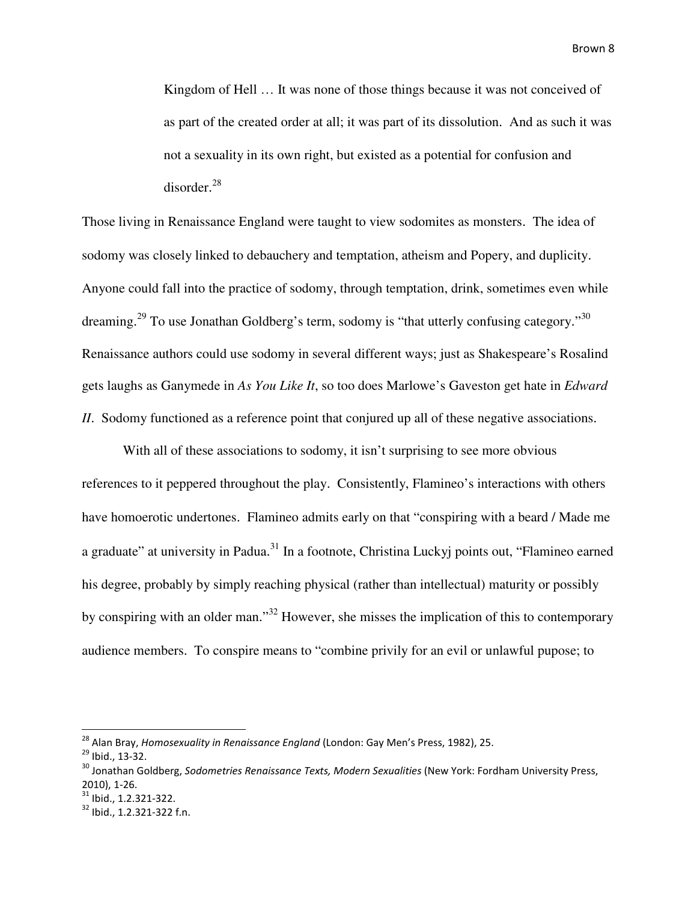> Kingdom of Hell … It was none of those things because it was not conceived of as part of the created order at all; it was part of its dissolution. And as such it was not a sexuality in its own right, but existed as a potential for confusion and disorder.[28]

Those living in Renaissance England were taught to view sodomites as monsters. The idea of sodomy was closely linked to debauchery and temptation, atheism and Popery, and duplicity. Anyone could fall into the practice of sodomy, through temptation, drink, sometimes even while dreaming.[29] To use Jonathan Goldberg's term, sodomy is "that utterly confusing category."[30] Renaissance authors could use sodomy in several different ways; just as Shakespeare's Rosalind gets laughs as Ganymede in *As You Like It*, so too does Marlowe's Gaveston get hate in *Edward II*. Sodomy functioned as a reference point that conjured up all of these negative associations.

With all of these associations to sodomy, it isn't surprising to see more obvious references to it peppered throughout the play. Consistently, Flamineo's interactions with others have homoerotic undertones. Flamineo admits early on that "conspiring with a beard / Made me a graduate" at university in Padua.[31] In a footnote, Christina Luckyj points out, "Flamineo earned his degree, probably by simply reaching physical (rather than intellectual) maturity or possibly by conspiring with an older man."[32] However, she misses the implication of this to contemporary audience members. To conspire means to "combine privily for an evil or unlawful pupose; to

---

[28] Alan Bray, *Homosexuality in Renaissance England* (London: Gay Men's Press, 1982), 25.

[29] Ibid., 13-32.

[30] Jonathan Goldberg, *Sodometries Renaissance Texts, Modern Sexualities* (New York: Fordham University Press, 2010), 1-26.

[31] Ibid., 1.2.321-322.

[32] Ibid., 1.2.321-322 f.n.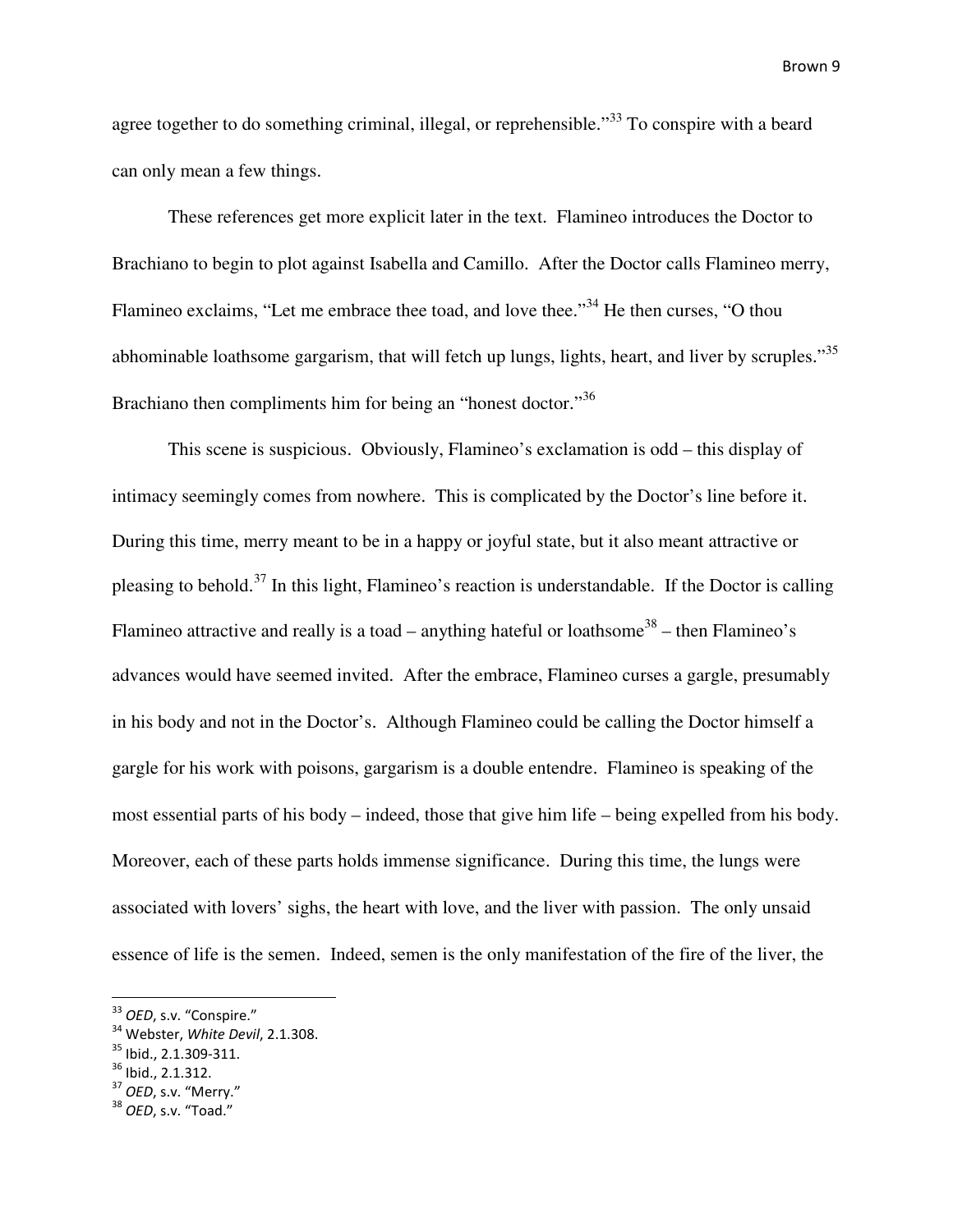agree together to do something criminal, illegal, or reprehensible."[33] To conspire with a beard can only mean a few things.

These references get more explicit later in the text. Flamineo introduces the Doctor to Brachiano to begin to plot against Isabella and Camillo. After the Doctor calls Flamineo merry, Flamineo exclaims, "Let me embrace thee toad, and love thee."[34] He then curses, "O thou abhominable loathsome gargarism, that will fetch up lungs, lights, heart, and liver by scruples."[35] Brachiano then compliments him for being an "honest doctor."[36]

This scene is suspicious. Obviously, Flamineo's exclamation is odd – this display of intimacy seemingly comes from nowhere. This is complicated by the Doctor's line before it. During this time, merry meant to be in a happy or joyful state, but it also meant attractive or pleasing to behold.[37] In this light, Flamineo's reaction is understandable. If the Doctor is calling Flamineo attractive and really is a toad – anything hateful or loathsome[38] – then Flamineo's advances would have seemed invited. After the embrace, Flamineo curses a gargle, presumably in his body and not in the Doctor's. Although Flamineo could be calling the Doctor himself a gargle for his work with poisons, gargarism is a double entendre. Flamineo is speaking of the most essential parts of his body – indeed, those that give him life – being expelled from his body. Moreover, each of these parts holds immense significance. During this time, the lungs were associated with lovers' sighs, the heart with love, and the liver with passion. The only unsaid essence of life is the semen. Indeed, semen is the only manifestation of the fire of the liver, the

---

[33] *OED*, s.v. "Conspire."

[34] Webster, *White Devil*, 2.1.308.

[35] Ibid., 2.1.309-311.

[36] Ibid., 2.1.312.

[37] *OED*, s.v. "Merry."

[38] *OED*, s.v. "Toad."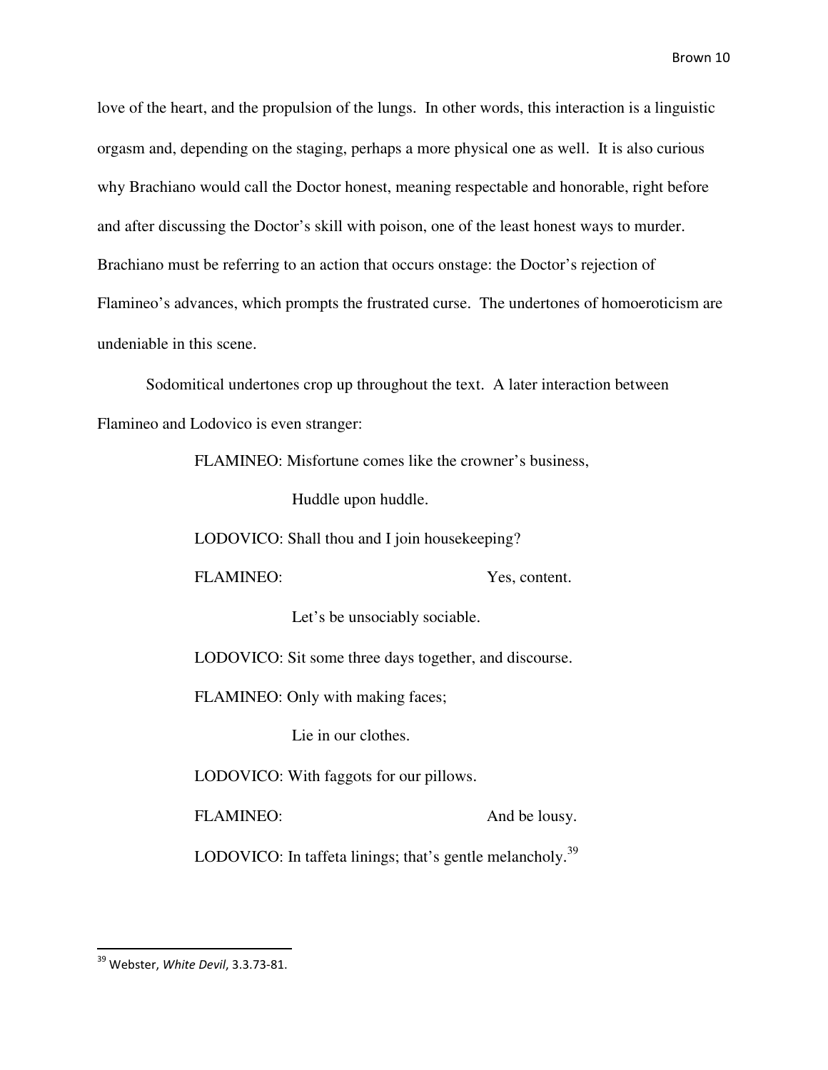love of the heart, and the propulsion of the lungs. In other words, this interaction is a linguistic orgasm and, depending on the staging, perhaps a more physical one as well. It is also curious why Brachiano would call the Doctor honest, meaning respectable and honorable, right before and after discussing the Doctor's skill with poison, one of the least honest ways to murder. Brachiano must be referring to an action that occurs onstage: the Doctor's rejection of Flamineo's advances, which prompts the frustrated curse. The undertones of homoeroticism are undeniable in this scene.

Sodomitical undertones crop up throughout the text. A later interaction between Flamineo and Lodovico is even stranger:

> FLAMINEO: Misfortune comes like the crowner's business,
>
> Huddle upon huddle.
>
> LODOVICO: Shall thou and I join housekeeping?
>
> FLAMINEO: Yes, content.
>
> Let's be unsociably sociable.
>
> LODOVICO: Sit some three days together, and discourse.
>
> FLAMINEO: Only with making faces;
>
> Lie in our clothes.
>
> LODOVICO: With faggots for our pillows.
>
> FLAMINEO: And be lousy.
>
> LODOVICO: In taffeta linings; that's gentle melancholy.[39]

---

[39] Webster, *White Devil*, 3.3.73-81.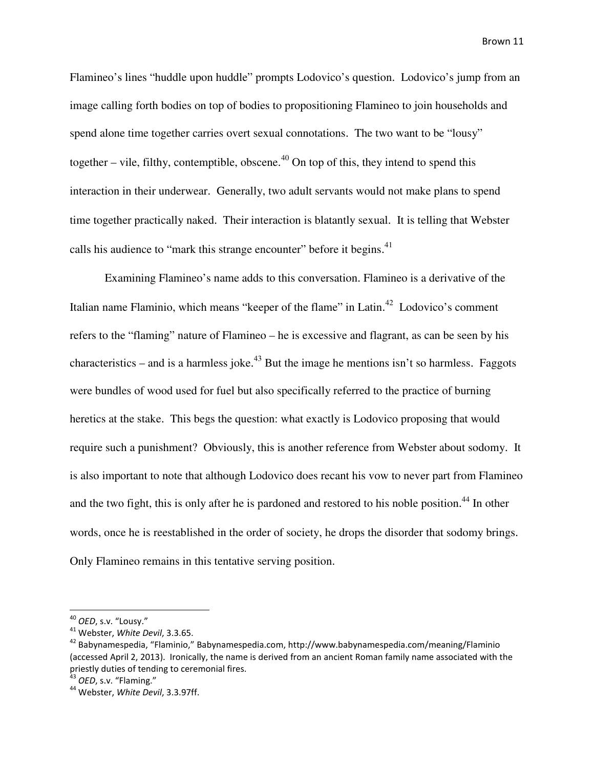Flamineo's lines "huddle upon huddle" prompts Lodovico's question. Lodovico's jump from an image calling forth bodies on top of bodies to propositioning Flamineo to join households and spend alone time together carries overt sexual connotations. The two want to be "lousy" together – vile, filthy, contemptible, obscene.[40] On top of this, they intend to spend this interaction in their underwear. Generally, two adult servants would not make plans to spend time together practically naked. Their interaction is blatantly sexual. It is telling that Webster calls his audience to "mark this strange encounter" before it begins.[41]

Examining Flamineo's name adds to this conversation. Flamineo is a derivative of the Italian name Flaminio, which means "keeper of the flame" in Latin.[42] Lodovico's comment refers to the "flaming" nature of Flamineo – he is excessive and flagrant, as can be seen by his characteristics – and is a harmless joke.[43] But the image he mentions isn't so harmless. Faggots were bundles of wood used for fuel but also specifically referred to the practice of burning heretics at the stake. This begs the question: what exactly is Lodovico proposing that would require such a punishment? Obviously, this is another reference from Webster about sodomy. It is also important to note that although Lodovico does recant his vow to never part from Flamineo and the two fight, this is only after he is pardoned and restored to his noble position.[44] In other words, once he is reestablished in the order of society, he drops the disorder that sodomy brings. Only Flamineo remains in this tentative serving position.

---

[40] *OED*, s.v. "Lousy."

[41] Webster, *White Devil*, 3.3.65.

[42] Babynamespedia, "Flaminio," Babynamespedia.com, http://www.babynamespedia.com/meaning/Flaminio (accessed April 2, 2013). Ironically, the name is derived from an ancient Roman family name associated with the priestly duties of tending to ceremonial fires.

[43] *OED*, s.v. "Flaming."

[44] Webster, *White Devil*, 3.3.97ff.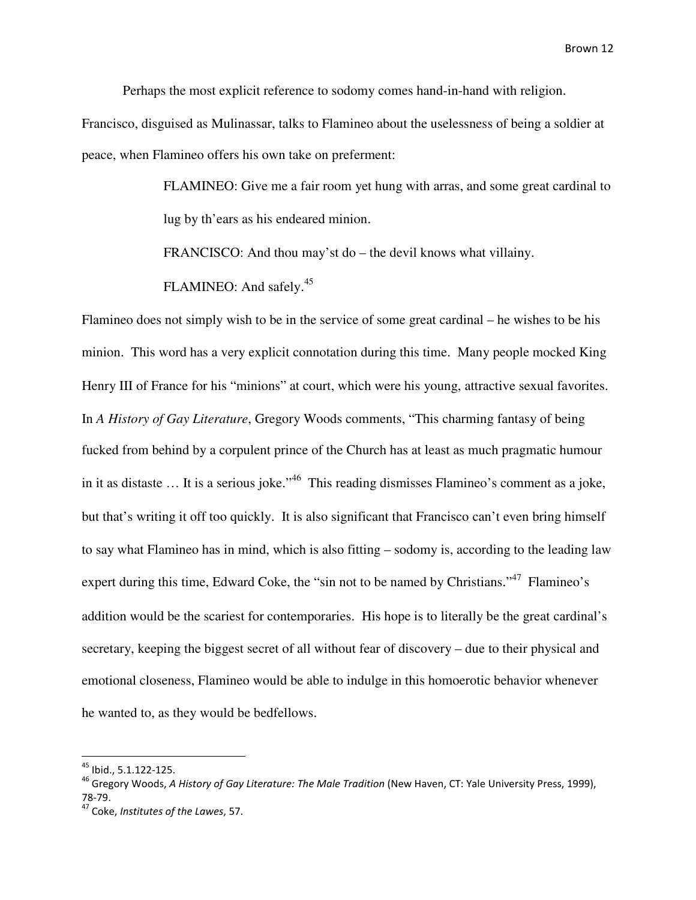Perhaps the most explicit reference to sodomy comes hand-in-hand with religion. Francisco, disguised as Mulinassar, talks to Flamineo about the uselessness of being a soldier at peace, when Flamineo offers his own take on preferment:

> FLAMINEO: Give me a fair room yet hung with arras, and some great cardinal to lug by th'ears as his endeared minion.
>
> FRANCISCO: And thou may'st do – the devil knows what villainy.
>
> FLAMINEO: And safely.[45]

Flamineo does not simply wish to be in the service of some great cardinal – he wishes to be his minion. This word has a very explicit connotation during this time. Many people mocked King Henry III of France for his "minions" at court, which were his young, attractive sexual favorites. In *A History of Gay Literature*, Gregory Woods comments, "This charming fantasy of being fucked from behind by a corpulent prince of the Church has at least as much pragmatic humour in it as distaste … It is a serious joke."[46] This reading dismisses Flamineo's comment as a joke, but that's writing it off too quickly. It is also significant that Francisco can't even bring himself to say what Flamineo has in mind, which is also fitting – sodomy is, according to the leading law expert during this time, Edward Coke, the "sin not to be named by Christians."[47] Flamineo's addition would be the scariest for contemporaries. His hope is to literally be the great cardinal's secretary, keeping the biggest secret of all without fear of discovery – due to their physical and emotional closeness, Flamineo would be able to indulge in this homoerotic behavior whenever he wanted to, as they would be bedfellows.

---

[45] Ibid., 5.1.122-125.

[46] Gregory Woods, *A History of Gay Literature: The Male Tradition* (New Haven, CT: Yale University Press, 1999), 78-79.

[47] Coke, *Institutes of the Lawes*, 57.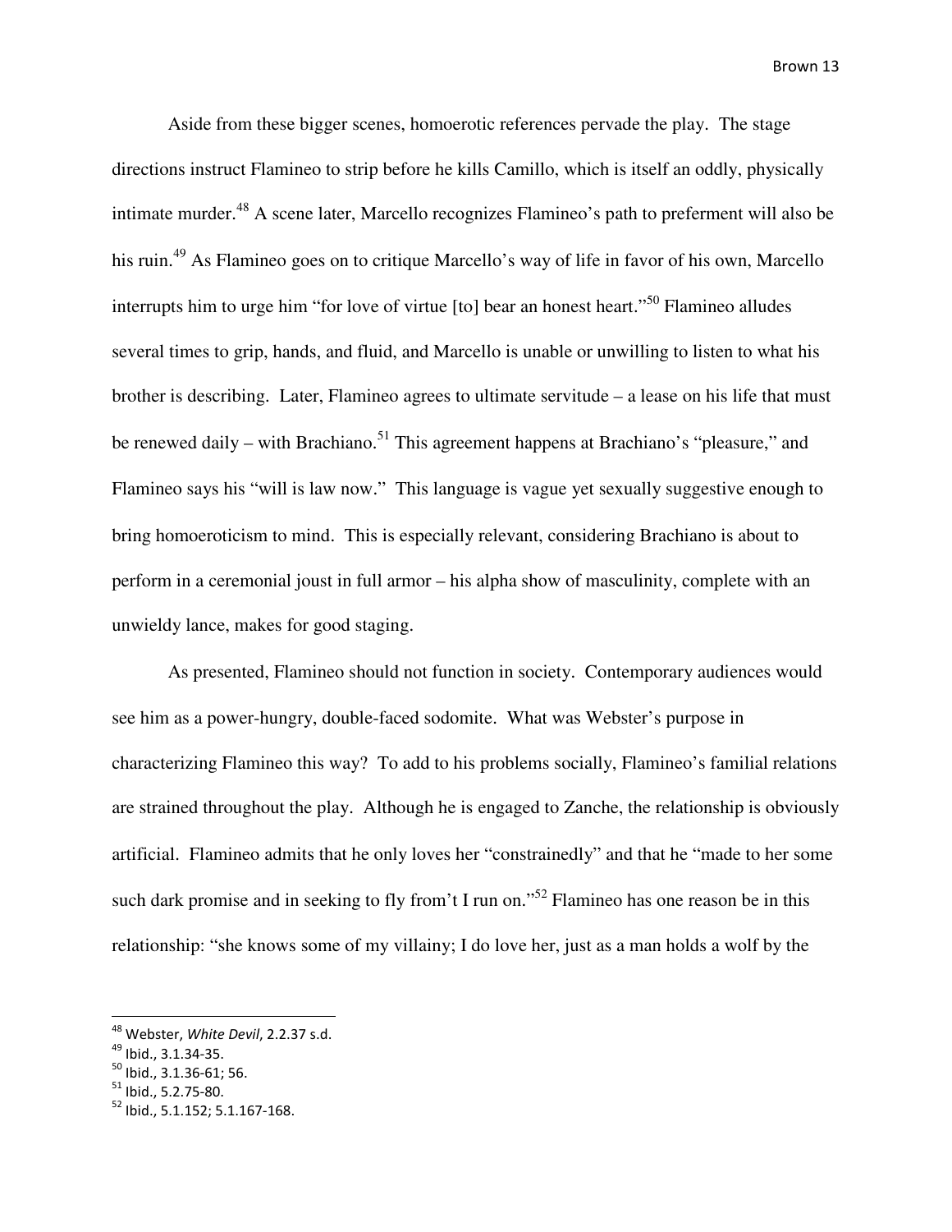Aside from these bigger scenes, homoerotic references pervade the play. The stage directions instruct Flamineo to strip before he kills Camillo, which is itself an oddly, physically intimate murder.[48] A scene later, Marcello recognizes Flamineo's path to preferment will also be his ruin.[49] As Flamineo goes on to critique Marcello's way of life in favor of his own, Marcello interrupts him to urge him "for love of virtue [to] bear an honest heart."[50] Flamineo alludes several times to grip, hands, and fluid, and Marcello is unable or unwilling to listen to what his brother is describing. Later, Flamineo agrees to ultimate servitude – a lease on his life that must be renewed daily – with Brachiano.[51] This agreement happens at Brachiano's "pleasure," and Flamineo says his "will is law now." This language is vague yet sexually suggestive enough to bring homoeroticism to mind. This is especially relevant, considering Brachiano is about to perform in a ceremonial joust in full armor – his alpha show of masculinity, complete with an unwieldy lance, makes for good staging.

As presented, Flamineo should not function in society. Contemporary audiences would see him as a power-hungry, double-faced sodomite. What was Webster's purpose in characterizing Flamineo this way? To add to his problems socially, Flamineo's familial relations are strained throughout the play. Although he is engaged to Zanche, the relationship is obviously artificial. Flamineo admits that he only loves her "constrainedly" and that he "made to her some such dark promise and in seeking to fly from't I run on."[52] Flamineo has one reason be in this relationship: "she knows some of my villainy; I do love her, just as a man holds a wolf by the

---

[48] Webster, *White Devil*, 2.2.37 s.d.

[49] Ibid., 3.1.34-35.

[50] Ibid., 3.1.36-61; 56.

[51] Ibid., 5.2.75-80.

[52] Ibid., 5.1.152; 5.1.167-168.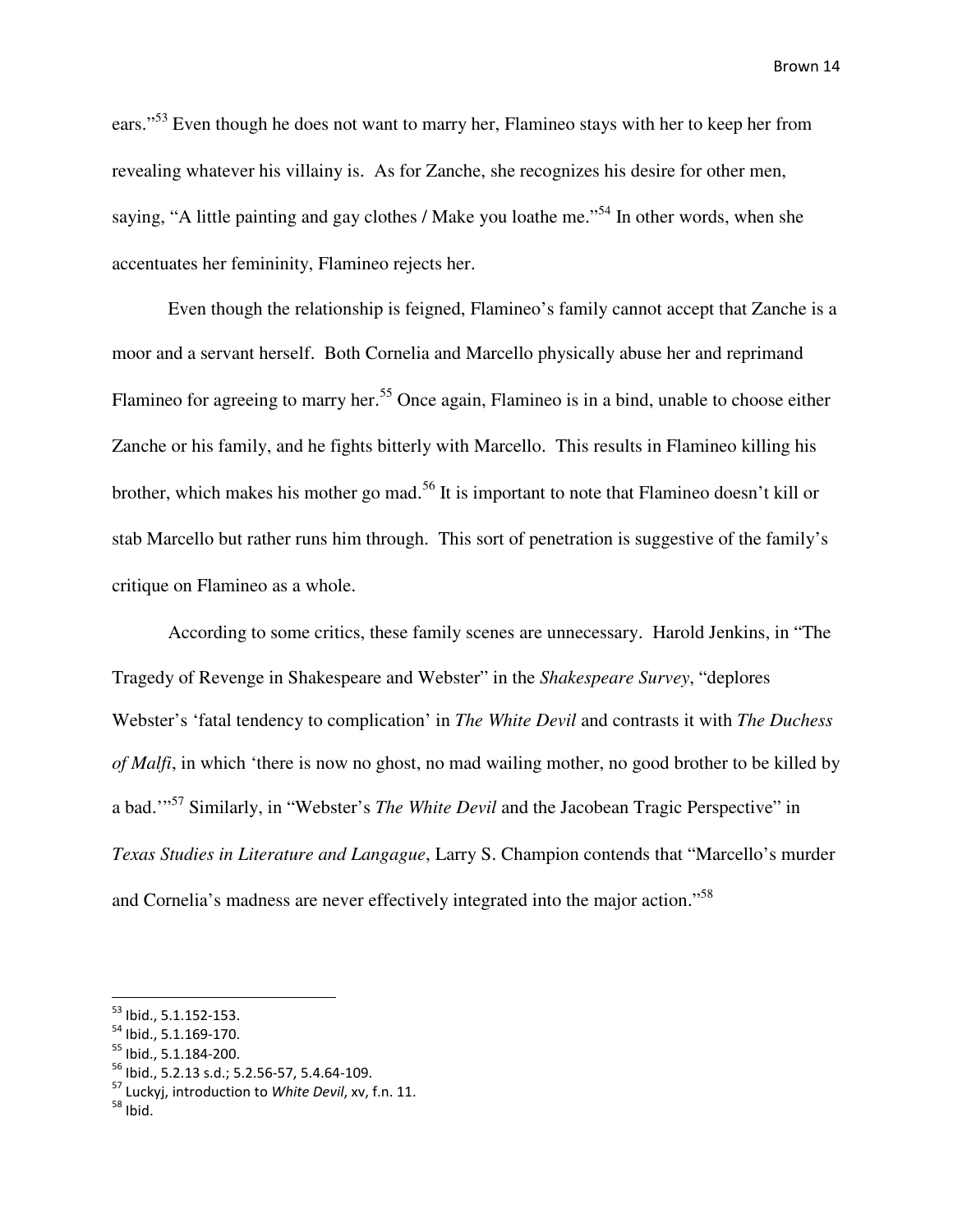ears."[53] Even though he does not want to marry her, Flamineo stays with her to keep her from revealing whatever his villainy is. As for Zanche, she recognizes his desire for other men, saying, "A little painting and gay clothes / Make you loathe me."[54] In other words, when she accentuates her femininity, Flamineo rejects her.

Even though the relationship is feigned, Flamineo's family cannot accept that Zanche is a moor and a servant herself. Both Cornelia and Marcello physically abuse her and reprimand Flamineo for agreeing to marry her.[55] Once again, Flamineo is in a bind, unable to choose either Zanche or his family, and he fights bitterly with Marcello. This results in Flamineo killing his brother, which makes his mother go mad.[56] It is important to note that Flamineo doesn't kill or stab Marcello but rather runs him through. This sort of penetration is suggestive of the family's critique on Flamineo as a whole.

According to some critics, these family scenes are unnecessary. Harold Jenkins, in "The Tragedy of Revenge in Shakespeare and Webster" in the *Shakespeare Survey*, "deplores Webster's 'fatal tendency to complication' in *The White Devil* and contrasts it with *The Duchess of Malfi*, in which 'there is now no ghost, no mad wailing mother, no good brother to be killed by a bad.'"[57] Similarly, in "Webster's *The White Devil* and the Jacobean Tragic Perspective" in *Texas Studies in Literature and Langague*, Larry S. Champion contends that "Marcello's murder and Cornelia's madness are never effectively integrated into the major action."[58]

---

[53] Ibid., 5.1.152-153.

[54] Ibid., 5.1.169-170.

[55] Ibid., 5.1.184-200.

[56] Ibid., 5.2.13 s.d.; 5.2.56-57, 5.4.64-109.

[57] Luckyj, introduction to *White Devil*, xv, f.n. 11.

[58] Ibid.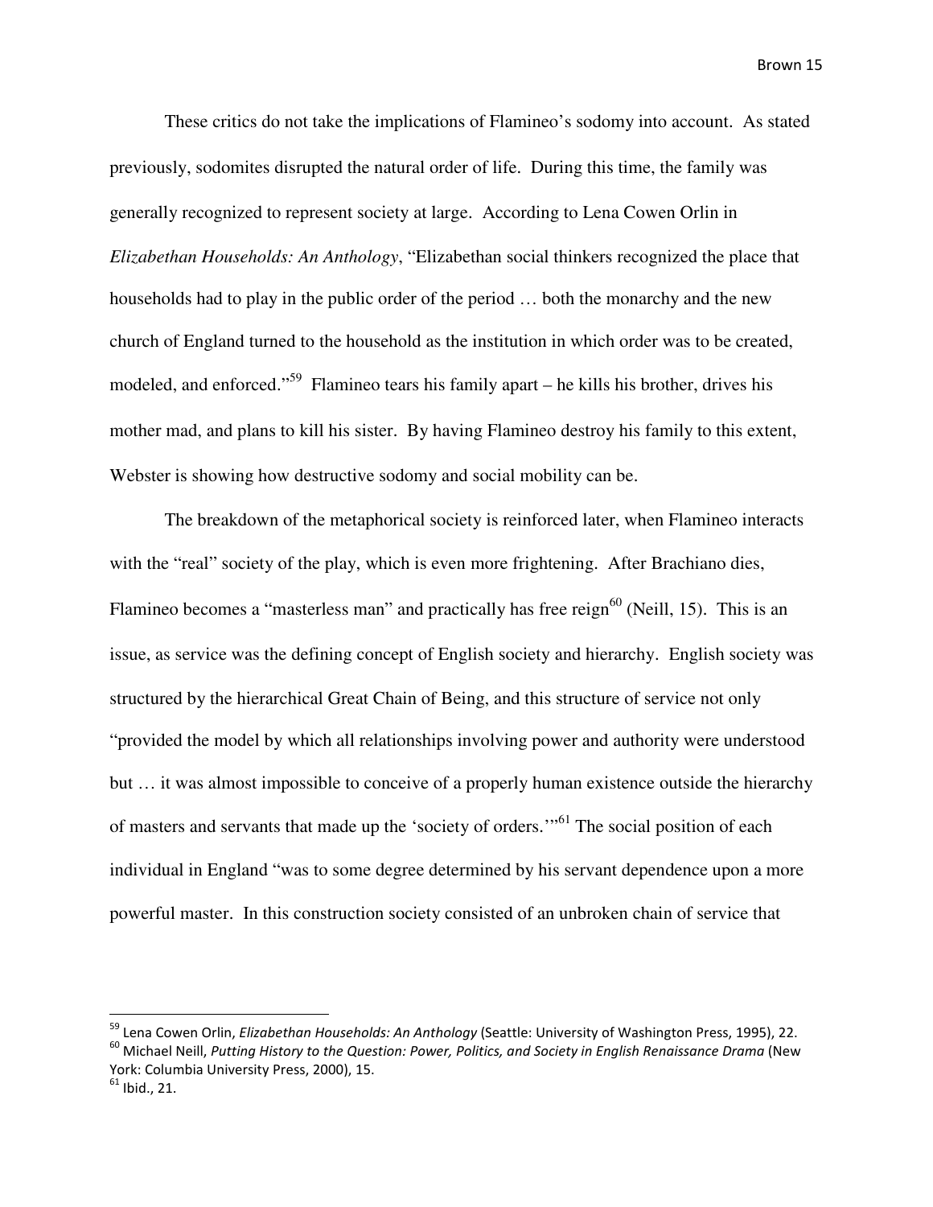These critics do not take the implications of Flamineo's sodomy into account. As stated previously, sodomites disrupted the natural order of life. During this time, the family was generally recognized to represent society at large. According to Lena Cowen Orlin in *Elizabethan Households: An Anthology*, "Elizabethan social thinkers recognized the place that households had to play in the public order of the period … both the monarchy and the new church of England turned to the household as the institution in which order was to be created, modeled, and enforced."[59] Flamineo tears his family apart – he kills his brother, drives his mother mad, and plans to kill his sister. By having Flamineo destroy his family to this extent, Webster is showing how destructive sodomy and social mobility can be.

The breakdown of the metaphorical society is reinforced later, when Flamineo interacts with the "real" society of the play, which is even more frightening. After Brachiano dies, Flamineo becomes a "masterless man" and practically has free reign[60] (Neill, 15). This is an issue, as service was the defining concept of English society and hierarchy. English society was structured by the hierarchical Great Chain of Being, and this structure of service not only "provided the model by which all relationships involving power and authority were understood but … it was almost impossible to conceive of a properly human existence outside the hierarchy of masters and servants that made up the 'society of orders.'"[61] The social position of each individual in England "was to some degree determined by his servant dependence upon a more powerful master. In this construction society consisted of an unbroken chain of service that

---

[59] Lena Cowen Orlin, *Elizabethan Households: An Anthology* (Seattle: University of Washington Press, 1995), 22.

[60] Michael Neill, *Putting History to the Question: Power, Politics, and Society in English Renaissance Drama* (New York: Columbia University Press, 2000), 15.

[61] Ibid., 21.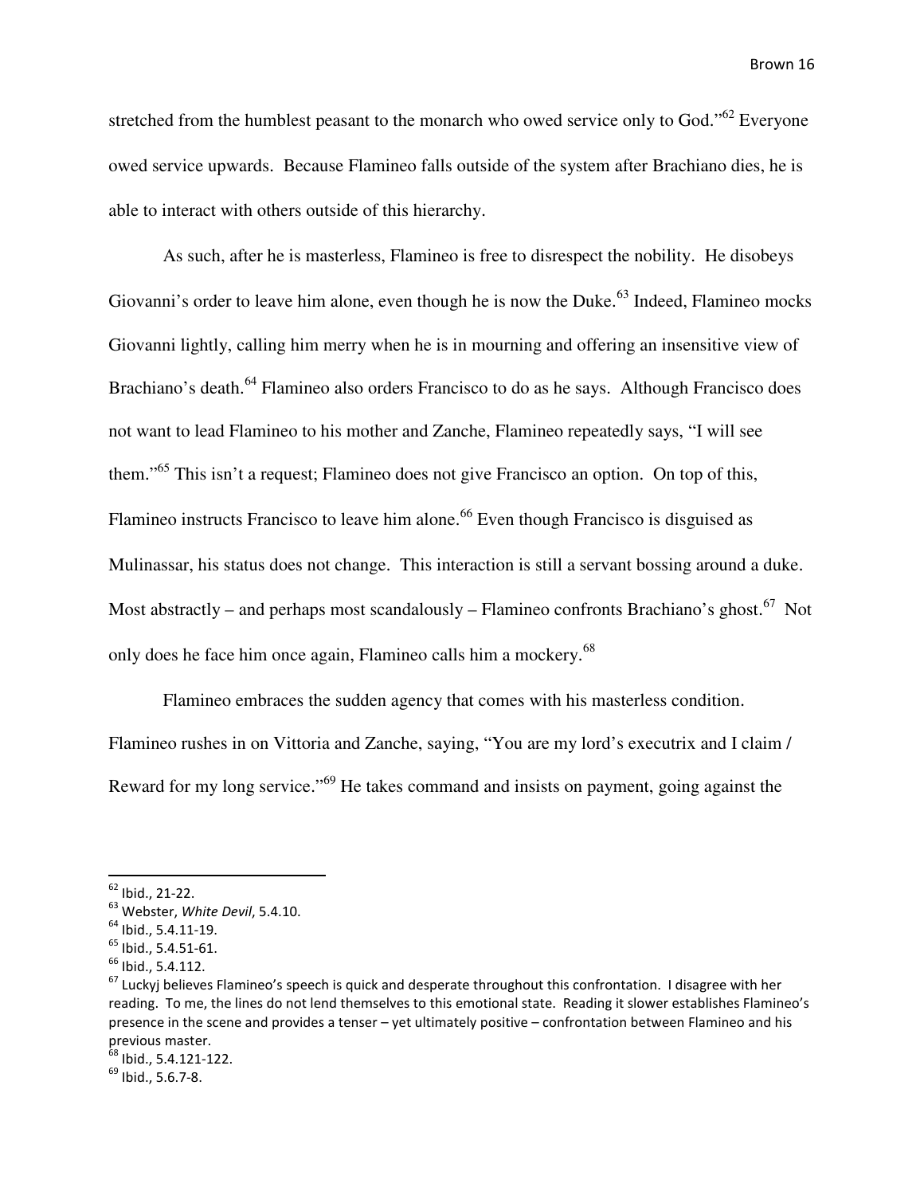stretched from the humblest peasant to the monarch who owed service only to God."[62] Everyone owed service upwards. Because Flamineo falls outside of the system after Brachiano dies, he is able to interact with others outside of this hierarchy.

As such, after he is masterless, Flamineo is free to disrespect the nobility. He disobeys Giovanni's order to leave him alone, even though he is now the Duke.[63] Indeed, Flamineo mocks Giovanni lightly, calling him merry when he is in mourning and offering an insensitive view of Brachiano's death.[64] Flamineo also orders Francisco to do as he says. Although Francisco does not want to lead Flamineo to his mother and Zanche, Flamineo repeatedly says, "I will see them."[65] This isn't a request; Flamineo does not give Francisco an option. On top of this, Flamineo instructs Francisco to leave him alone.[66] Even though Francisco is disguised as Mulinassar, his status does not change. This interaction is still a servant bossing around a duke. Most abstractly – and perhaps most scandalously – Flamineo confronts Brachiano's ghost.[67] Not only does he face him once again, Flamineo calls him a mockery.[68]

Flamineo embraces the sudden agency that comes with his masterless condition. Flamineo rushes in on Vittoria and Zanche, saying, "You are my lord's executrix and I claim / Reward for my long service."[69] He takes command and insists on payment, going against the

---

[62] Ibid., 21-22.

[63] Webster, *White Devil*, 5.4.10.

[64] Ibid., 5.4.11-19.

[65] Ibid., 5.4.51-61.

[66] Ibid., 5.4.112.

[67] Luckyj believes Flamineo's speech is quick and desperate throughout this confrontation. I disagree with her reading. To me, the lines do not lend themselves to this emotional state. Reading it slower establishes Flamineo's presence in the scene and provides a tenser – yet ultimately positive – confrontation between Flamineo and his previous master.

[68] Ibid., 5.4.121-122.

[69] Ibid., 5.6.7-8.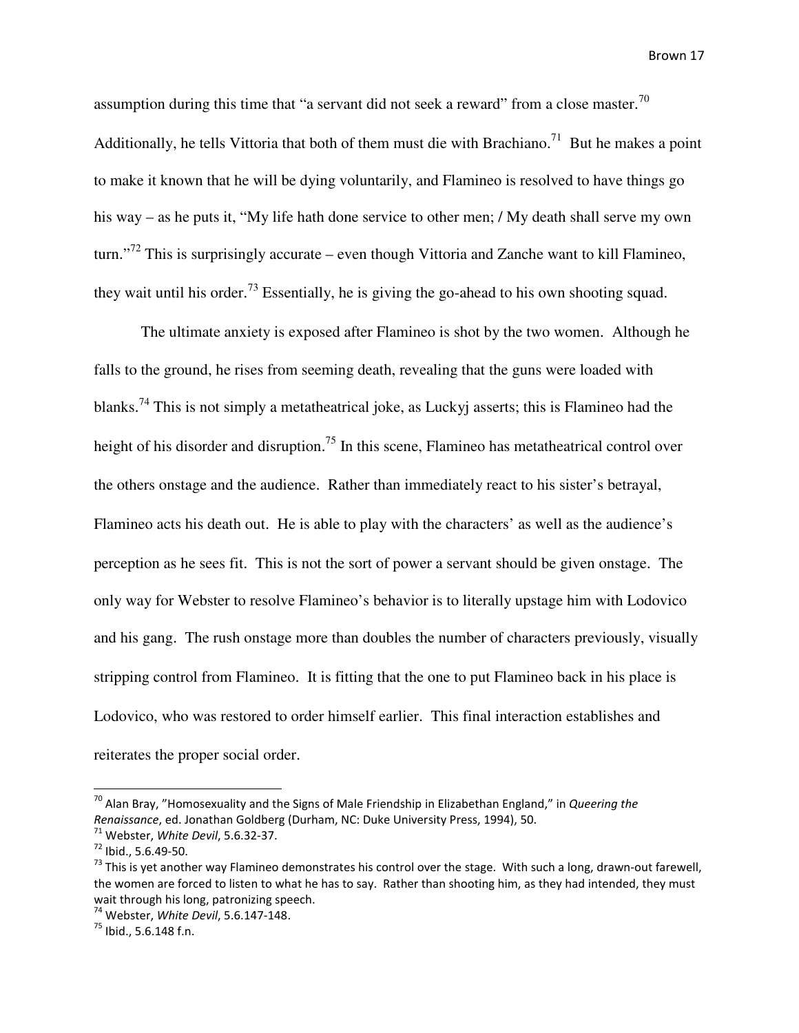assumption during this time that "a servant did not seek a reward" from a close master.[70] Additionally, he tells Vittoria that both of them must die with Brachiano.[71] But he makes a point to make it known that he will be dying voluntarily, and Flamineo is resolved to have things go his way – as he puts it, "My life hath done service to other men; / My death shall serve my own turn."[72] This is surprisingly accurate – even though Vittoria and Zanche want to kill Flamineo, they wait until his order.[73] Essentially, he is giving the go-ahead to his own shooting squad.

The ultimate anxiety is exposed after Flamineo is shot by the two women. Although he falls to the ground, he rises from seeming death, revealing that the guns were loaded with blanks.[74] This is not simply a metatheatrical joke, as Luckyj asserts; this is Flamineo had the height of his disorder and disruption.[75] In this scene, Flamineo has metatheatrical control over the others onstage and the audience. Rather than immediately react to his sister's betrayal, Flamineo acts his death out. He is able to play with the characters' as well as the audience's perception as he sees fit. This is not the sort of power a servant should be given onstage. The only way for Webster to resolve Flamineo's behavior is to literally upstage him with Lodovico and his gang. The rush onstage more than doubles the number of characters previously, visually stripping control from Flamineo. It is fitting that the one to put Flamineo back in his place is Lodovico, who was restored to order himself earlier. This final interaction establishes and reiterates the proper social order.

---

[70] Alan Bray, "Homosexuality and the Signs of Male Friendship in Elizabethan England," in *Queering the Renaissance*, ed. Jonathan Goldberg (Durham, NC: Duke University Press, 1994), 50.

[71] Webster, *White Devil*, 5.6.32-37.

[72] Ibid., 5.6.49-50.

[73] This is yet another way Flamineo demonstrates his control over the stage. With such a long, drawn-out farewell, the women are forced to listen to what he has to say. Rather than shooting him, as they had intended, they must wait through his long, patronizing speech.

[74] Webster, *White Devil*, 5.6.147-148.

[75] Ibid., 5.6.148 f.n.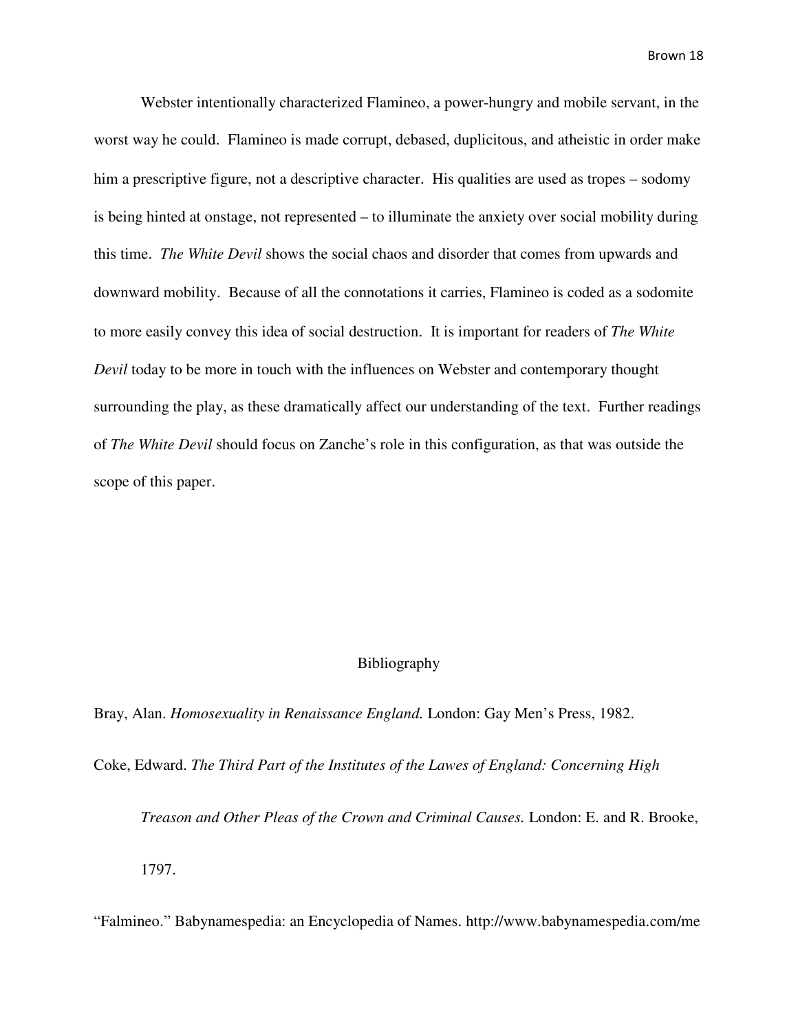Webster intentionally characterized Flamineo, a power-hungry and mobile servant, in the worst way he could. Flamineo is made corrupt, debased, duplicitous, and atheistic in order make him a prescriptive figure, not a descriptive character. His qualities are used as tropes – sodomy is being hinted at onstage, not represented – to illuminate the anxiety over social mobility during this time. *The White Devil* shows the social chaos and disorder that comes from upwards and downward mobility. Because of all the connotations it carries, Flamineo is coded as a sodomite to more easily convey this idea of social destruction. It is important for readers of *The White Devil* today to be more in touch with the influences on Webster and contemporary thought surrounding the play, as these dramatically affect our understanding of the text. Further readings of *The White Devil* should focus on Zanche's role in this configuration, as that was outside the scope of this paper.

## Bibliography

Bray, Alan. *Homosexuality in Renaissance England.* London: Gay Men's Press, 1982.

Coke, Edward. *The Third Part of the Institutes of the Lawes of England: Concerning High Treason and Other Pleas of the Crown and Criminal Causes.* London: E. and R. Brooke, 1797.

"Falmineo." Babynamespedia: an Encyclopedia of Names. http://www.babynamespedia.com/me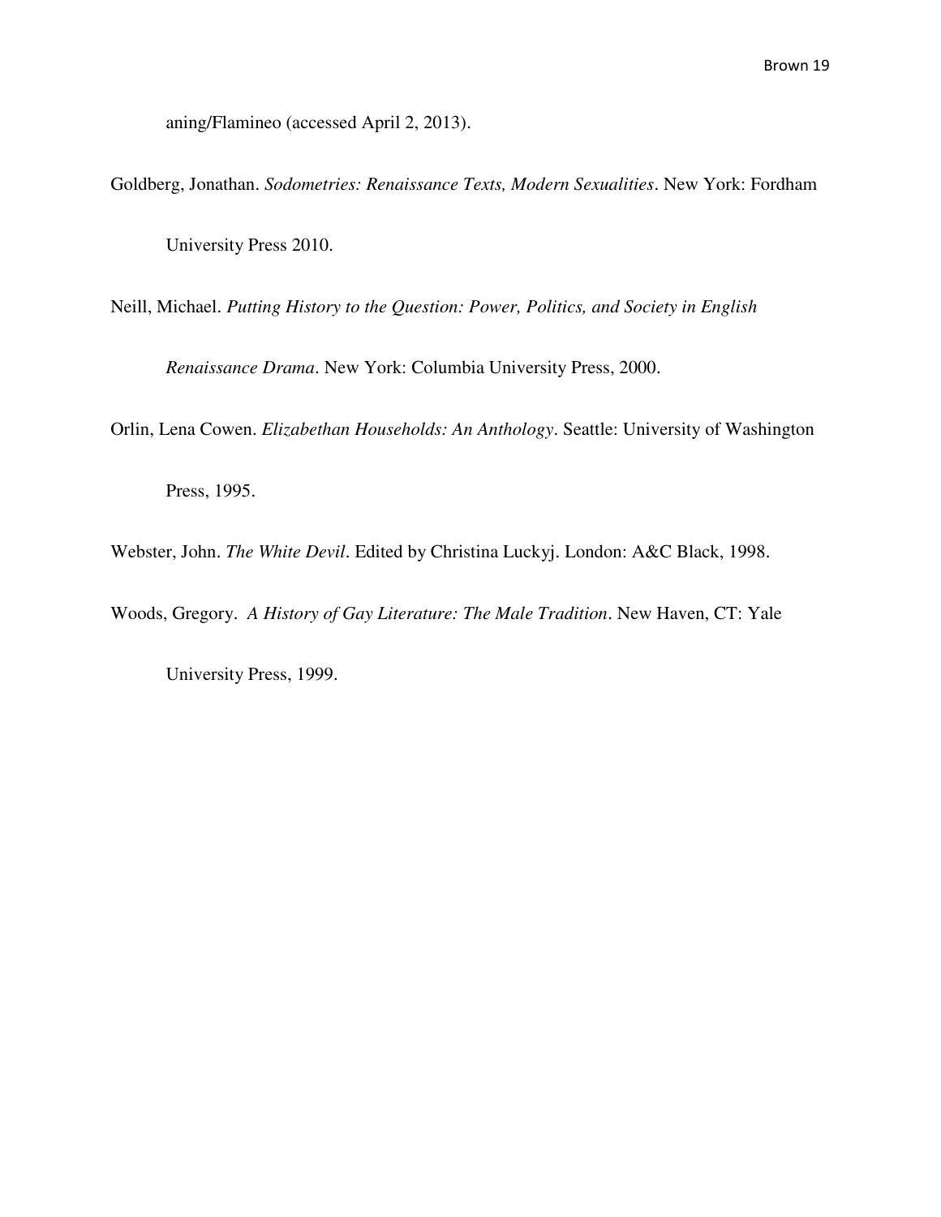aning/Flamineo (accessed April 2, 2013).

Goldberg, Jonathan. *Sodometries: Renaissance Texts, Modern Sexualities*. New York: Fordham University Press 2010.

Neill, Michael. *Putting History to the Question: Power, Politics, and Society in English Renaissance Drama*. New York: Columbia University Press, 2000.

Orlin, Lena Cowen. *Elizabethan Households: An Anthology*. Seattle: University of Washington Press, 1995.

Webster, John. *The White Devil*. Edited by Christina Luckyj. London: A&C Black, 1998.

Woods, Gregory. *A History of Gay Literature: The Male Tradition*. New Haven, CT: Yale University Press, 1999.